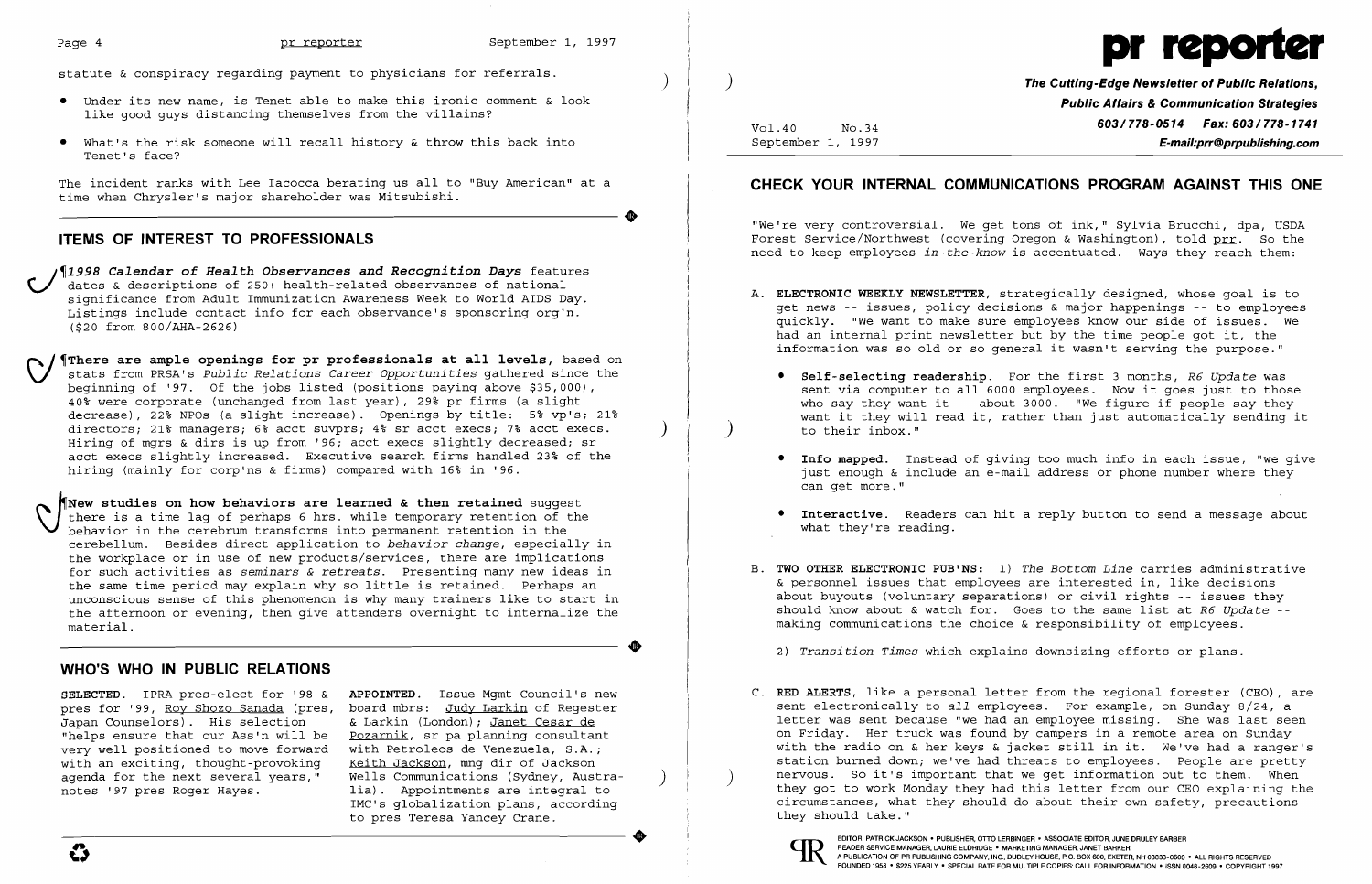statute & conspiracy regarding payment to physicians for referrals.

- Under its new name, is Tenet able to make this ironic comment & look like good guys distancing themselves from the villains?
- What's the risk someone will recall history & throw this back into Tenet's face?

The incident ranks with Lee Iacocca berating us all to "Buy American" at a time when Chrysler's major shareholder was Mitsubishi.

## ITEMS OF INTEREST TO PROFESSIONALS

¶***1998 Calendar of Health Observances and Recognition Days*** features dates & descriptions of 250+ health-related observances of national significance from Adult Immunization Awareness Week to World AIDS Day. Listings include contact info for each observance's sponsoring org'n. ($20 from 800/AHA-2626)

¶**There are ample openings for pr professionals at all levels**, based on stats from PRSA's *Public Relations Career Opportunities* gathered since the beginning of '97. Of the jobs listed (positions paying above $35,000), 40% were corporate (unchanged from last year), 29% pr firms (a slight decrease), 22% NPOs (a slight increase). Openings by title: 5% vp's; 21% directors; 21% managers; 6% acct suvprs; 4% sr acct execs; 7% acct execs. Hiring of mgrs & dirs is up from '96; acct execs slightly decreased; sr acct execs slightly increased. Executive search firms handled 23% of the hiring (mainly for corp'ns & firms) compared with 16% in '96.

¶**New studies on how behaviors are learned & then retained** suggest there is a time lag of perhaps 6 hrs. while temporary retention of the behavior in the cerebrum transforms into permanent retention in the cerebellum. Besides direct application to *behavior change*, especially in the workplace or in use of new products/services, there are implications for such activities as *seminars & retreats*. Presenting many new ideas in the same time period may explain why so little is retained. Perhaps an unconscious sense of this phenomenon is why many trainers like to start in the afternoon or evening, then give attenders overnight to internalize the material.

## WHO'S WHO IN PUBLIC RELATIONS

**SELECTED**. IPRA pres-elect for '98 & pres for '99, Roy Shozo Sanada (pres, Japan Counselors). His selection "helps ensure that our Ass'n will be very well positioned to move forward with an exciting, thought-provoking agenda for the next several years," notes '97 pres Roger Hayes.

**APPOINTED**. Issue Mgmt Council's new board mbrs: Judy Larkin of Regester & Larkin (London); Janet Cesar de Pozarnik, sr pa planning consultant with Petroleos de Venezuela, S.A.; Keith Jackson, mng dir of Jackson Wells Communications (Sydney, Australia). Appointments are integral to IMC's globalization plans, according to pres Teresa Yancey Crane.

# pr reporter

**The Cutting-Edge Newsletter of Public Relations, Public Affairs & Communication Strategies**
**603/778-0514 Fax: 603/778-1741**
**E-mail:prr@prpublishing.com**

Vol.40 No.34
September 1, 1997

## CHECK YOUR INTERNAL COMMUNICATIONS PROGRAM AGAINST THIS ONE

"We're very controversial. We get tons of ink," Sylvia Brucchi, dpa, USDA Forest Service/Northwest (covering Oregon & Washington), told prr. So the need to keep employees *in-the-know* is accentuated. Ways they reach them:

A. **ELECTRONIC WEEKLY NEWSLETTER**, strategically designed, whose goal is to get news -- issues, policy decisions & major happenings -- to employees quickly. "We want to make sure employees know our side of issues. We had an internal print newsletter but by the time people got it, the information was so old or so general it wasn't serving the purpose."

- **Self-selecting readership**. For the first 3 months, *R6 Update* was sent via computer to all 6000 employees. Now it goes just to those who say they want it -- about 3000. "We figure if people say they want it they will read it, rather than just automatically sending it to their inbox."
- **Info mapped**. Instead of giving too much info in each issue, "we give just enough & include an e-mail address or phone number where they can get more."
- **Interactive**. Readers can hit a reply button to send a message about what they're reading.

B. **TWO OTHER ELECTRONIC PUB'NS**: 1) *The Bottom Line* carries administrative & personnel issues that employees are interested in, like decisions about buyouts (voluntary separations) or civil rights -- issues they should know about & watch for. Goes to the same list at *R6 Update* -- making communications the choice & responsibility of employees.

2) *Transition Times* which explains downsizing efforts or plans.

C. **RED ALERTS**, like a personal letter from the regional forester (CEO), are sent electronically to *all* employees. For example, on Sunday 8/24, a letter was sent because "we had an employee missing. She was last seen on Friday. Her truck was found by campers in a remote area on Sunday with the radio on & her keys & jacket still in it. We've had a ranger's station burned down; we've had threats to employees. People are pretty nervous. So it's important that we get information out to them. When they got to work Monday they had this letter from our CEO explaining the circumstances, what they should do about their own safety, precautions they should take."

EDITOR, PATRICK JACKSON • PUBLISHER, OTTO LERBINGER • ASSOCIATE EDITOR, JUNE DRULEY BARBER
READER SERVICE MANAGER, LAURIE ELDRIDGE • MARKETING MANAGER, JANET BARKER
A PUBLICATION OF PR PUBLISHING COMPANY, INC., DUDLEY HOUSE, P.O. BOX 600, EXETER, NH 03833-0600 • ALL RIGHTS RESERVED
FOUNDED 1958 • $225 YEARLY • SPECIAL RATE FOR MULTIPLE COPIES: CALL FOR INFORMATION • ISSN 0048-2609 • COPYRIGHT 1997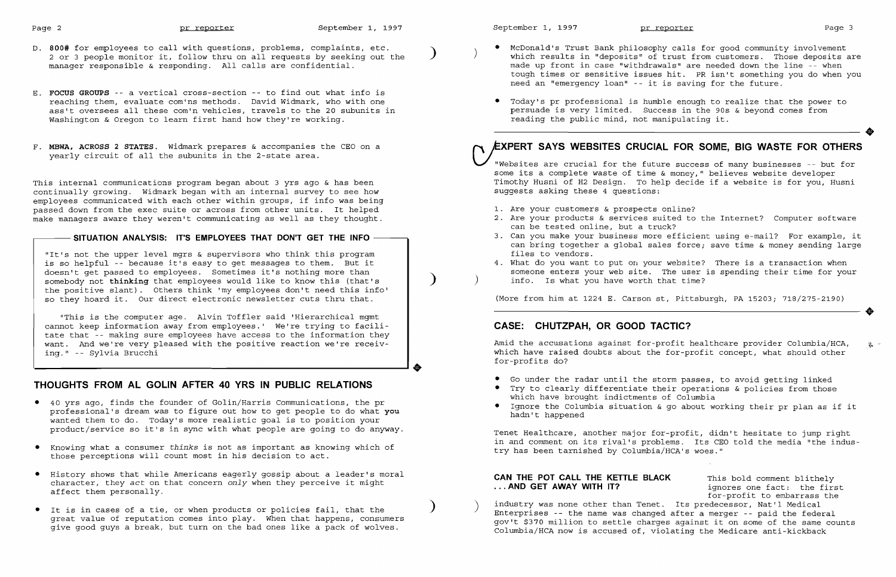D. **800#** for employees to call with questions, problems, complaints, etc. 2 or 3 people monitor it, follow thru on all requests by seeking out the manager responsible & responding. All calls are confidential.

E. **FOCUS GROUPS** -- a vertical cross-section -- to find out what info is reaching them, evaluate com'ns methods. David Widmark, who with one ass't oversees all these com'n vehicles, travels to the 20 subunits in Washington & Oregon to learn first hand how they're working.

F. **MBWA, ACROSS 2 STATES.** Widmark prepares & accompanies the CEO on a yearly circuit of all the subunits in the 2-state area.

This internal communications program began about 3 yrs ago & has been continually growing. Widmark began with an internal survey to see how employees communicated with each other within groups, if info was being passed down from the exec suite or across from other units. It helped make managers aware they weren't communicating as well as they thought.

**SITUATION ANALYSIS: IT'S EMPLOYEES THAT DON'T GET THE INFO**

"It's not the upper level mgrs & supervisors who think this program is so helpful -- because it's easy to get messages to them. But it doesn't get passed to employees. Sometimes it's nothing more than somebody not **thinking** that employees would like to know this (that's the positive slant). Others think 'my employees don't need this info' so they hoard it. Our direct electronic newsletter cuts thru that.

"This is the computer age. Alvin Toffler said 'Hierarchical mgmt cannot keep information away from employees.' We're trying to facilitate that -- making sure employees have access to the information they want. And we're very pleased with the positive reaction we're receiving." -- Sylvia Brucchi

## THOUGHTS FROM AL GOLIN AFTER 40 YRS IN PUBLIC RELATIONS

- 40 yrs ago, finds the founder of Golin/Harris Communications, the pr professional's dream was to figure out how to get people to do what **you** wanted them to do. Today's more realistic goal is to position your product/service so it's in sync with what people are going to do anyway.
- Knowing what a consumer *thinks* is not as important as knowing which of those perceptions will count most in his decision to act.
- History shows that while Americans eagerly gossip about a leader's moral character, they *act* on that concern *only* when they perceive it might affect them personally.
- It is in cases of a tie, or when products or policies fail, that the great value of reputation comes into play. When that happens, consumers give good guys a break, but turn on the bad ones like a pack of wolves.
- McDonald's Trust Bank philosophy calls for good community involvement which results in "deposits" of trust from customers. Those deposits are made up front in case "withdrawals" are needed down the line -- when tough times or sensitive issues hit. PR isn't something you do when you need an "emergency loan" -- it is saving for the future.
- Today's pr professional is humble enough to realize that the power to persuade is very limited. Success in the 90s & beyond comes from reading the public mind, not manipulating it.

## EXPERT SAYS WEBSITES CRUCIAL FOR SOME, BIG WASTE FOR OTHERS

"Websites are crucial for the future success of many businesses -- but for some its a complete waste of time & money," believes website developer Timothy Husni of H2 Design. To help decide if a website is for you, Husni suggests asking these 4 questions:

1. Are your customers & prospects online?
2. Are your products & services suited to the Internet? Computer software can be tested online, but a truck?
3. Can you make your business more efficient using e-mail? For example, it can bring together a global sales force; save time & money sending large files to vendors.
4. What do you want to put on your website? There is a transaction when someone enters your web site. The user is spending their time for your info. Is what you have worth that time?

(More from him at 1224 E. Carson st, Pittsburgh, PA 15203; 718/275-2190)

## CASE: CHUTZPAH, OR GOOD TACTIC?

Amid the accusations against for-profit healthcare provider Columbia/HCA, which have raised doubts about the for-profit concept, what should other for-profits do?

- Go under the radar until the storm passes, to avoid getting linked
- Try to clearly differentiate their operations & policies from those which have brought indictments of Columbia
- Ignore the Columbia situation & go about working their pr plan as if it hadn't happened

Tenet Healthcare, another major for-profit, didn't hesitate to jump right in and comment on its rival's problems. Its CEO told the media "the industry has been tarnished by Columbia/HCA's woes."

**CAN THE POT CALL THE KETTLE BLACK ... AND GET AWAY WITH IT?**

This bold comment blithely ignores one fact: the first for-profit to embarrass the industry was none other than Tenet. Its predecessor, Nat'l Medical Enterprises -- the name was changed after a merger -- paid the federal gov't $370 million to settle charges against it on some of the same counts Columbia/HCA now is accused of, violating the Medicare anti-kickback